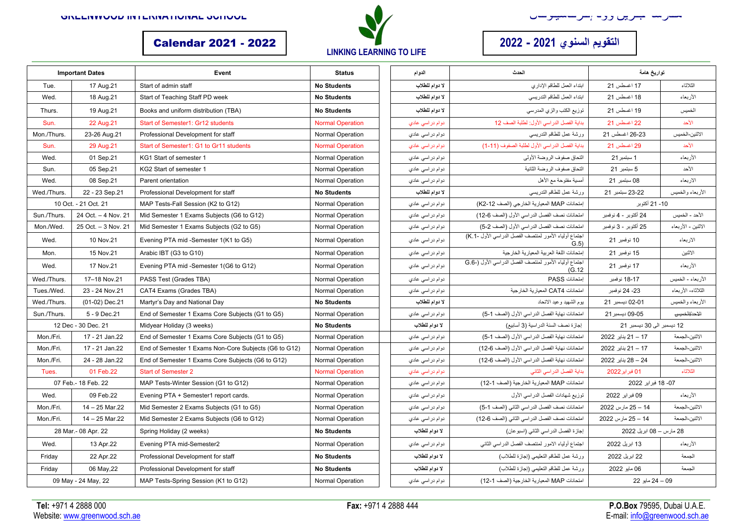GREENWOOD INTERNATIONAL SCHOOL

مدرسة جرين وود إنترناشيونال

# Calendar 2021 - 2022

LINKING LEARNING TO LIFE

# التقويم السنوي 2021 - 2022

| Important Dates | | Event | Status |
|---|---|---|---|
| Tue. | 17 Aug.21 | Start of admin staff | **No Students** |
| Wed. | 18 Aug.21 | Start of Teaching Staff PD week | **No Students** |
| Thurs. | 19 Aug.21 | Books and uniform distribution (TBA) | **No Students** |
| Sun. | 22 Aug.21 | Start of Semester1: Gr12 students | Normal Operation |
| Mon./Thurs. | 23-26 Aug.21 | Professional Development for staff | Normal Operation |
| Sun. | 29 Aug.21 | Start of Semester1: G1 to Gr11 students | Normal Operation |
| Wed. | 01 Sep.21 | KG1 Start of semester 1 | Normal Operation |
| Sun. | 05 Sep.21 | KG2 Start of semester 1 | Normal Operation |
| Wed. | 08 Sep.21 | Parent orientation | Normal Operation |
| Wed./Thurs. | 22 - 23 Sep.21 | Professional Development for staff | **No Students** |
| 10 Oct. - 21 Oct. 21 | | MAP Tests-Fall Session (K2 to G12) | Normal Operation |
| Sun./Thurs. | 24 Oct. – 4 Nov. 21 | Mid Semester 1 Exams Subjects (G6 to G12) | Normal Operation |
| Mon./Wed. | 25 Oct. – 3 Nov. 21 | Mid Semester 1 Exams Subjects (G2 to G5) | Normal Operation |
| Wed. | 10 Nov.21 | Evening PTA mid -Semester 1(K1 to G5) | Normal Operation |
| Mon. | 15 Nov.21 | Arabic IBT (G3 to G10) | Normal Operation |
| Wed. | 17 Nov.21 | Evening PTA mid -Semester 1(G6 to G12) | Normal Operation |
| Wed./Thurs. | 17–18 Nov.21 | PASS Test (Grades TBA) | Normal Operation |
| Tues./Wed. | 23 - 24 Nov.21 | CAT4 Exams (Grades TBA) | Normal Operation |
| Wed./Thurs. | (01-02) Dec.21 | Martyr's Day and National Day | **No Students** |
| Sun./Thurs. | 5 - 9 Dec.21 | End of Semester 1 Exams Core Subjects (G1 to G5) | Normal Operation |
| 12 Dec - 30 Dec. 21 | | Midyear Holiday (3 weeks) | **No Students** |
| Mon./Fri. | 17 - 21 Jan.22 | End of Semester 1 Exams Core Subjects (G1 to G5) | Normal Operation |
| Mon./Fri. | 17 - 21 Jan.22 | End of Semester 1 Exams Non-Core Subjects (G6 to G12) | Normal Operation |
| Mon./Fri. | 24 - 28 Jan.22 | End of Semester 1 Exams Core Subjects (G6 to G12) | Normal Operation |
| Tues. | 01 Feb.22 | Start of Semester 2 | Normal Operation |
| 07 Feb.- 18 Feb. 22 | | MAP Tests-Winter Session (G1 to G12) | Normal Operation |
| Wed. | 09 Feb.22 | Evening PTA + Semester1 report cards. | Normal Operation |
| Mon./Fri. | 14 – 25 Mar.22 | Mid Semester 2 Exams Subjects (G1 to G5) | Normal Operation |
| Mon./Fri. | 14 – 25 Mar.22 | Mid Semester 2 Exams Subjects (G6 to G12) | Normal Operation |
| 28 Mar.- 08 Apr. 22 | | Spring Holiday (2 weeks) | **No Students** |
| Wed. | 13 Apr.22 | Evening PTA mid-Semester2 | Normal Operation |
| Friday | 22 Apr.22 | Professional Development for staff | **No Students** |
| Friday | 06 May,22 | Professional Development for staff | **No Students** |
| 09 May - 24 May, 22 | | MAP Tests-Spring Session (K1 to G12) | Normal Operation |

| الدوام | الحدث | تواريخ هامة | |
|---|---|---|---|
| **لا دوام للطلاب** | ابتداء العمل للطاقم الإداري | 17 اغسطس 21 | الثلاثاء |
| **لا دوام للطلاب** | ابتداء العمل للطاقم التدريسي | 18 اغسطس 21 | الأربعاء |
| **لا دوام للطلاب** | توزيع الكتب والزي المدرسي | 19 اغسطس 21 | الخميس |
| دوام دراسي عادي | بداية الفصل الدراسي الأول: لطلبة الصف 12 | 22 اغسطس 21 | الأحد |
| دوام دراسي عادي | ورشة عمل للطاقم التدريسي | 23-26 اغسطس 21 | الاثنين-الخميس |
| دوام دراسي عادي | بداية الفصل الدراسي الأول لطلبة الصفوف (1-11) | 29 اغسطس 21 | الأحد |
| دوام دراسي عادي | التحاق صفوف الروضة الأولى | 1 سبتمبر 21 | الأربعاء |
| دوام دراسي عادي | التحاق صفوف الروضة الثانية | 5 سبتمبر 21 | الأحد |
| دوام دراسي عادي | أمسية مفتوحة مع الأهل | 08 سبتمبر 21 | الاربعاء |
| **لا دوام للطلاب** | ورشة عمل للطاقم التدريسي | 22-23 سبتمبر 21 | الأربعاء والخميس |
| دوام دراسي عادي | إمتحانات MAP المعيارية الخارجي (الصف K2-12) | 10- 21 أكتوبر | |
| دوام دراسي عادي | امتحانات نصف الفصل الدراسي الأول (الصف 6-12) | 24 أكتوبر - 4 نوفمبر | الأحد - الخميس |
| دوام دراسي عادي | امتحانات نصف الفصل الدراسي الأول (الصف 2-5) | 25 أكتوبر - 3 نوفمبر | الاثنين - الأربعاء |
| دوام دراسي عادي | اجتماع أولياء الأمور لمنتصف الفصل الدراسي الأول (K.1- G.5) | 10 نوفمبر 21 | الاربعاء |
| دوام دراسي عادي | إمتحانات اللغة العربية المعيارية الخارجية | 15 نوفمبر 21 | الاثنين |
| دوام دراسي عادي | اجتماع أولياء الأمور لمنتصف الفصل الدراسي الأول (G.6- G.12) | 17 نوفمبر 21 | الأربعاء |
| دوام دراسي عادي | إمتحانات PASS | 17-18 نوفمبر | الأربعاء - الخميس |
| دوام دراسي عادي | امتحانات CAT4 المعيارية الخارجية | 23- 24 نوفمبر | الثلاثاء- الأربعاء |
| **لا دوام للطلاب** | يوم الشهيد وعيد الاتحاد | 01-02 ديسمبر 21 | الأربعاء والخميس |
| دوام دراسي عادي | امتحانات نهاية الفصل الدراسي الأول (الصف 1-5) | 05-09 ديسمبر21 | للاحد/للخميس |
| **لا دوام للطلاب** | إجازة نصف السنة الدراسية (3 أسابيع) | 12 ديسمبر الى 30 ديسمبر 21 | |
| دوام دراسي عادي | امتحانات نهاية الفصل الدراسي الأول (الصف 1-5) | 17 – 21 يناير 2022 | الاثنين-الجمعة |
| دوام دراسي عادي | امتحانات نهاية الفصل الدراسي الأول (الصف 6-12) | 17 – 21 يناير 2022 | الاثنين-الجمعة |
| دوام دراسي عادي | امتحانات نهاية الفصل الدراسي الأول (الصف 6-12) | 24 – 28 يناير 2022 | الاثنين-الجمعة |
| دوام دراسي عادي | بداية الفصل الدراسي الثاني | 01 فبراير2022 | الثلاثاء |
| دوام دراسي عادي | امتحانات MAP المعيارية الخارجية (الصف 1-12) | 07- 18 فبراير 2022 | |
| دوام دراسي عادي | توزيع شهادات الفصل الدراسي الأول | 09 فبراير 2022 | الأربعاء |
| دوام دراسي عادي | امتحانات نصف الفصل الدراسي الثاني (الصف 1-5) | 14 – 25 مارس 2022 | الاثنين-الجمعة |
| دوام دراسي عادي | امتحانات نصف الفصل الدراسي الثاني (الصف 6-12) | 14 – 25 مارس 2022 | الاثنين-الجمعة |
| **لا دوام للطلاب** | إجازة الفصل الدراسي الثاني (اسبوعان) | 28 مارس – 08 ابريل 2022 | |
| دوام دراسي عادي | اجتماع أولياء الامور لمنتصف الفصل الدراسي الثاني | 13 ابريل 2022 | الأربعاء |
| **لا دوام للطلاب** | ورشة عمل للطاقم التعليمي (إجازة للطلاب) | 22 ابريل 2022 | الجمعة |
| **لا دوام للطلاب** | ورشة عمل للطاقم التعليمي (إجازة للطلاب) | 06 مايو 2022 | الجمعة |
| دوام دراسي عادي | امتحانات MAP المعيارية الخارجية (الصف 1-12) | 09 – 24 مايو 22 | |

**Tel:** +971 4 2888 000
Website: www.greenwood.sch.ae

**Fax:** +971 4 2888 444

**P.O.Box** 79595, Dubai U.A.E.
E-mail: info@greenwood.sch.ae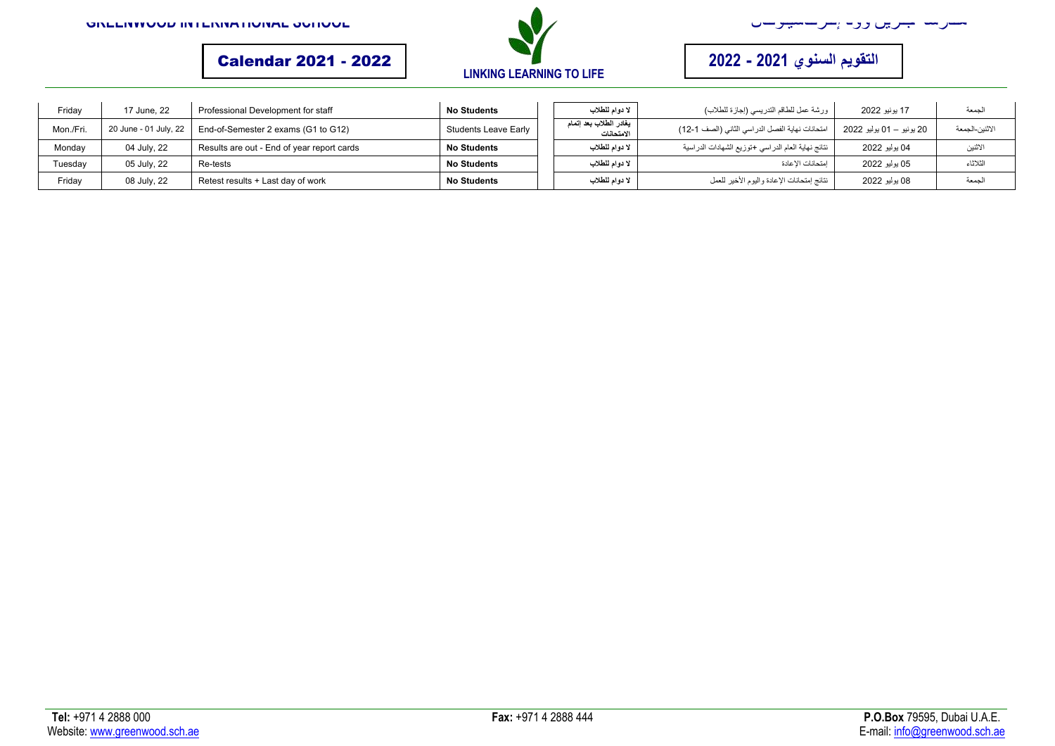| | | | | | | | |
|---|---|---|---|---|---|---|---|
| Friday | 17 June, 22 | Professional Development for staff | **No Students** | **لا دوام للطلاب** | ورشة عمل للطاقم التدريسي (إجازة للطلاب) | 17 يونيو 2022 | الجمعة |
| Mon./Fri. | 20 June - 01 July, 22 | End-of-Semester 2 exams (G1 to G12) | Students Leave Early | **يغادر الطلاب بعد إتمام الامتحانات** | امتحانات نهاية الفصل الدراسي الثاني (الصف 1-12) | 20 يونيو – 01 يوليو 2022 | الاثنين-الجمعة |
| Monday | 04 July, 22 | Results are out - End of year report cards | **No Students** | **لا دوام للطلاب** | نتائج نهاية العام الدراسي +توزيع الشهادات الدراسية | 04 يوليو 2022 | الاثنين |
| Tuesday | 05 July, 22 | Re-tests | **No Students** | **لا دوام للطلاب** | إمتحانات الإعادة | 05 يوليو 2022 | الثلاثاء |
| Friday | 08 July, 22 | Retest results + Last day of work | **No Students** | **لا دوام للطلاب** | نتائج إمتحانات الإعادة واليوم الأخير للعمل | 08 يوليو 2022 | الجمعة |